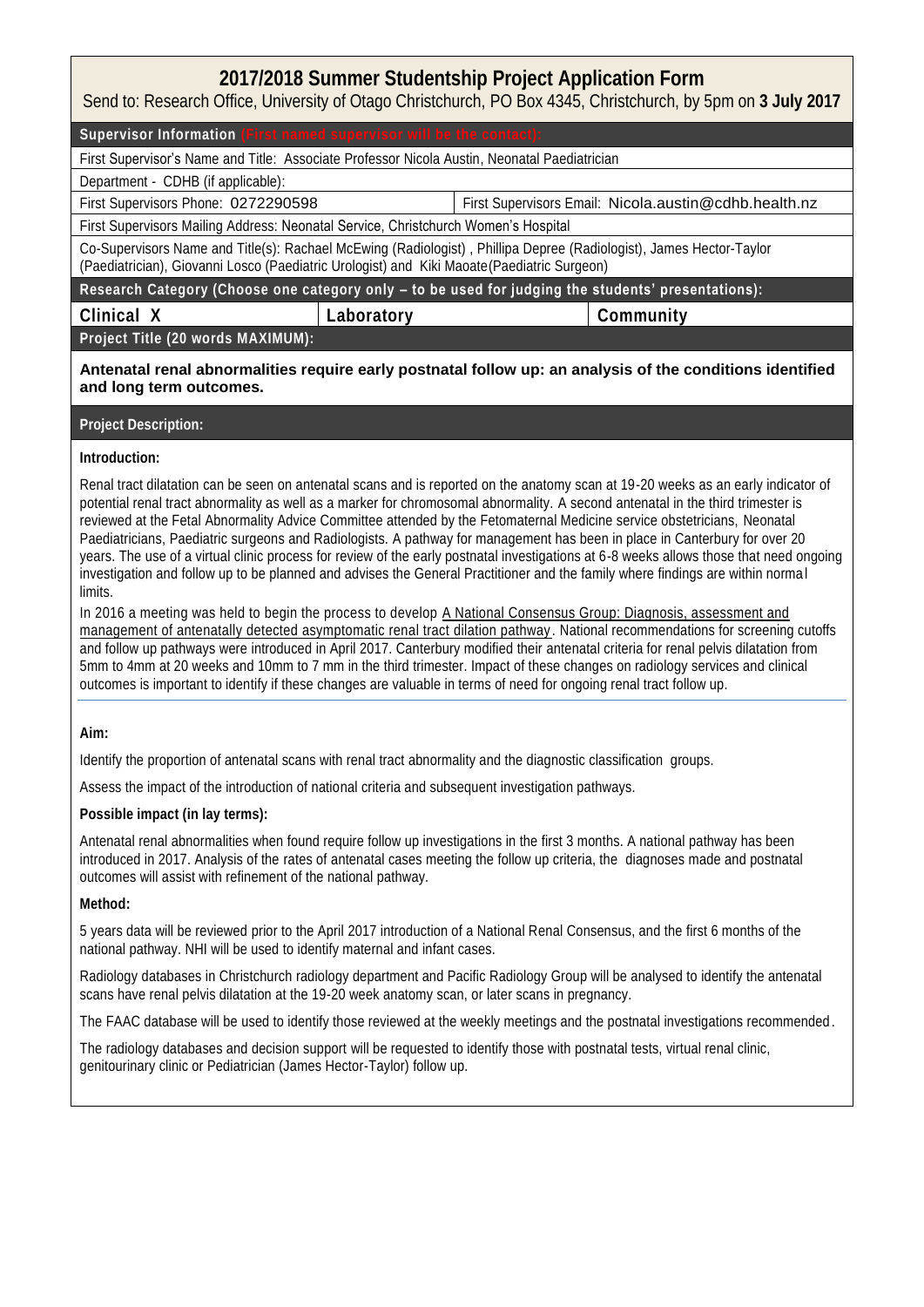# 2017/2018 Summer Studentship Project Application Form

Send to: Research Office, University of Otago Christchurch, PO Box 4345, Christchurch, by 5pm on **3 July 2017**

**Supervisor Information (First named supervisor will be the contact):**

First Supervisor's Name and Title: Associate Professor Nicola Austin, Neonatal Paediatrician

Department - CDHB (if applicable):

| First Supervisors Phone: 0272290598 | First Supervisors Email: Nicola.austin@cdhb.health.nz |
|---|---|

First Supervisors Mailing Address: Neonatal Service, Christchurch Women's Hospital

Co-Supervisors Name and Title(s): Rachael McEwing (Radiologist) , Phillipa Depree (Radiologist), James Hector-Taylor (Paediatrician), Giovanni Losco (Paediatric Urologist) and Kiki Maoate (Paediatric Surgeon)

**Research Category (Choose one category only – to be used for judging the students' presentations):**

| Clinical X | Laboratory | Community |
|---|---|---|

**Project Title (20 words MAXIMUM):**

**Antenatal renal abnormalities require early postnatal follow up: an analysis of the conditions identified and long term outcomes.**

**Project Description:**

**Introduction:**

Renal tract dilatation can be seen on antenatal scans and is reported on the anatomy scan at 19-20 weeks as an early indicator of potential renal tract abnormality as well as a marker for chromosomal abnormality. A second antenatal in the third trimester is reviewed at the Fetal Abnormality Advice Committee attended by the Fetomaternal Medicine service obstetricians, Neonatal Paediatricians, Paediatric surgeons and Radiologists. A pathway for management has been in place in Canterbury for over 20 years. The use of a virtual clinic process for review of the early postnatal investigations at 6-8 weeks allows those that need ongoing investigation and follow up to be planned and advises the General Practitioner and the family where findings are within normal limits.

In 2016 a meeting was held to begin the process to develop A National Consensus Group: Diagnosis, assessment and management of antenatally detected asymptomatic renal tract dilation pathway. National recommendations for screening cutoffs and follow up pathways were introduced in April 2017. Canterbury modified their antenatal criteria for renal pelvis dilatation from 5mm to 4mm at 20 weeks and 10mm to 7 mm in the third trimester. Impact of these changes on radiology services and clinical outcomes is important to identify if these changes are valuable in terms of need for ongoing renal tract follow up.

**Aim:**

Identify the proportion of antenatal scans with renal tract abnormality and the diagnostic classification groups.

Assess the impact of the introduction of national criteria and subsequent investigation pathways.

**Possible impact (in lay terms):**

Antenatal renal abnormalities when found require follow up investigations in the first 3 months. A national pathway has been introduced in 2017. Analysis of the rates of antenatal cases meeting the follow up criteria, the diagnoses made and postnatal outcomes will assist with refinement of the national pathway.

**Method:**

5 years data will be reviewed prior to the April 2017 introduction of a National Renal Consensus, and the first 6 months of the national pathway. NHI will be used to identify maternal and infant cases.

Radiology databases in Christchurch radiology department and Pacific Radiology Group will be analysed to identify the antenatal scans have renal pelvis dilatation at the 19-20 week anatomy scan, or later scans in pregnancy.

The FAAC database will be used to identify those reviewed at the weekly meetings and the postnatal investigations recommended.

The radiology databases and decision support will be requested to identify those with postnatal tests, virtual renal clinic, genitourinary clinic or Pediatrician (James Hector-Taylor) follow up.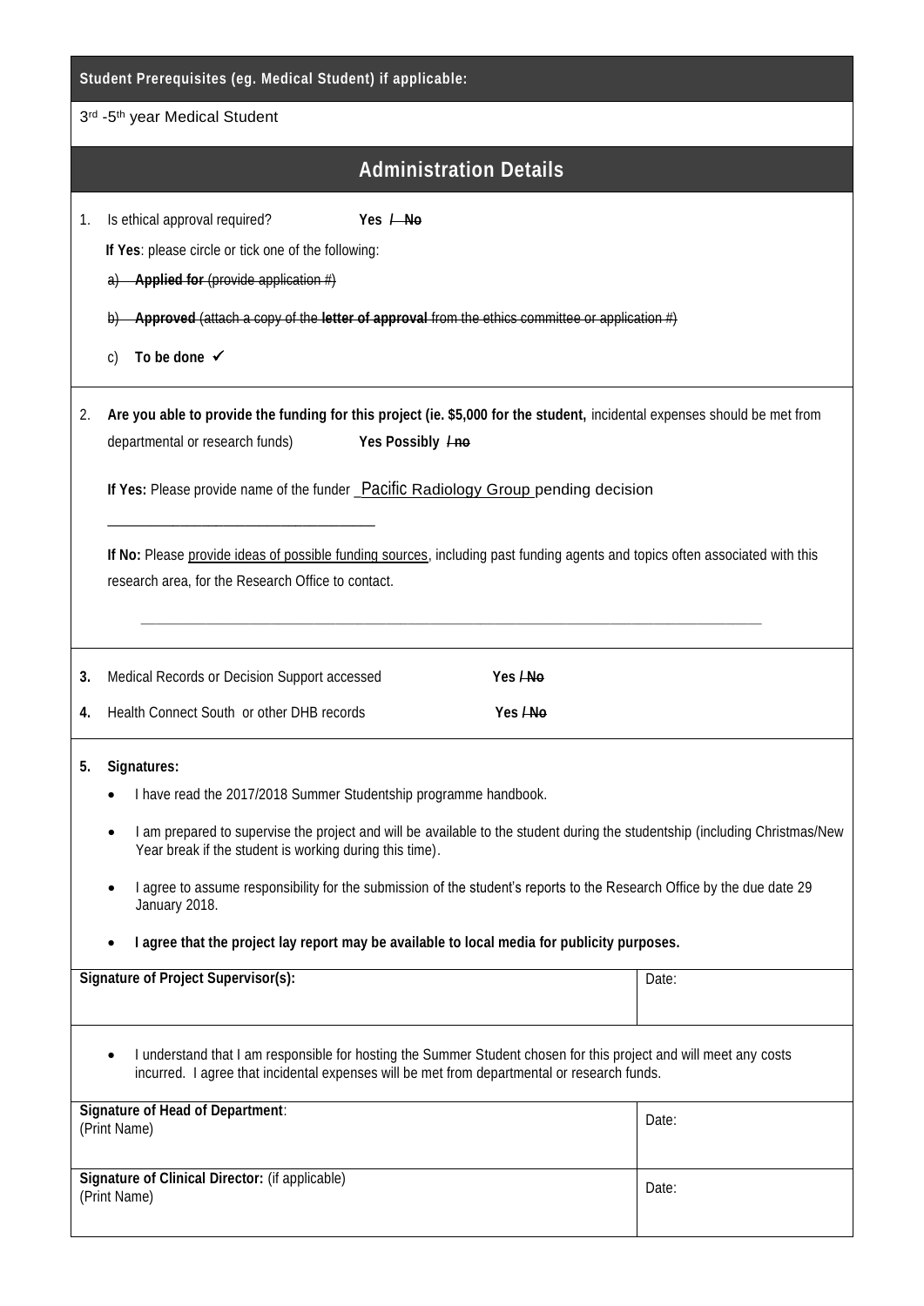**Student Prerequisites (eg. Medical Student) if applicable:**

3rd -5th year Medical Student

## Administration Details

1. Is ethical approval required? **Yes** ~~/ No~~

   **If Yes**: please circle or tick one of the following:

   ~~a) **Applied for** (provide application #)~~

   ~~b) **Approved** (attach a copy of the **letter of approval** from the ethics committee or application #)~~

   c) **To be done** ✓

2. **Are you able to provide the funding for this project (ie. $5,000 for the student,** incidental expenses should be met from departmental or research funds) **Yes Possibly** ~~/ no~~

   **If Yes:** Please provide name of the funder _Pacific Radiology Group pending decision

   __________________________________

   **If No:** Please provide ideas of possible funding sources, including past funding agents and topics often associated with this research area, for the Research Office to contact.

   ______________________________________________________________________________

3. Medical Records or Decision Support accessed **Yes** ~~/ No~~

4. Health Connect South or other DHB records **Yes** ~~/ No~~

5. **Signatures:**

   - I have read the 2017/2018 Summer Studentship programme handbook.
   - I am prepared to supervise the project and will be available to the student during the studentship (including Christmas/New Year break if the student is working during this time).
   - I agree to assume responsibility for the submission of the student's reports to the Research Office by the due date 29 January 2018.
   - **I agree that the project lay report may be available to local media for publicity purposes.**

| | |
|---|---|
| **Signature of Project Supervisor(s):** | Date: |

- I understand that I am responsible for hosting the Summer Student chosen for this project and will meet any costs incurred. I agree that incidental expenses will be met from departmental or research funds.

| | |
|---|---|
| **Signature of Head of Department**:<br>(Print Name) | Date: |
| **Signature of Clinical Director:** (if applicable)<br>(Print Name) | Date: |